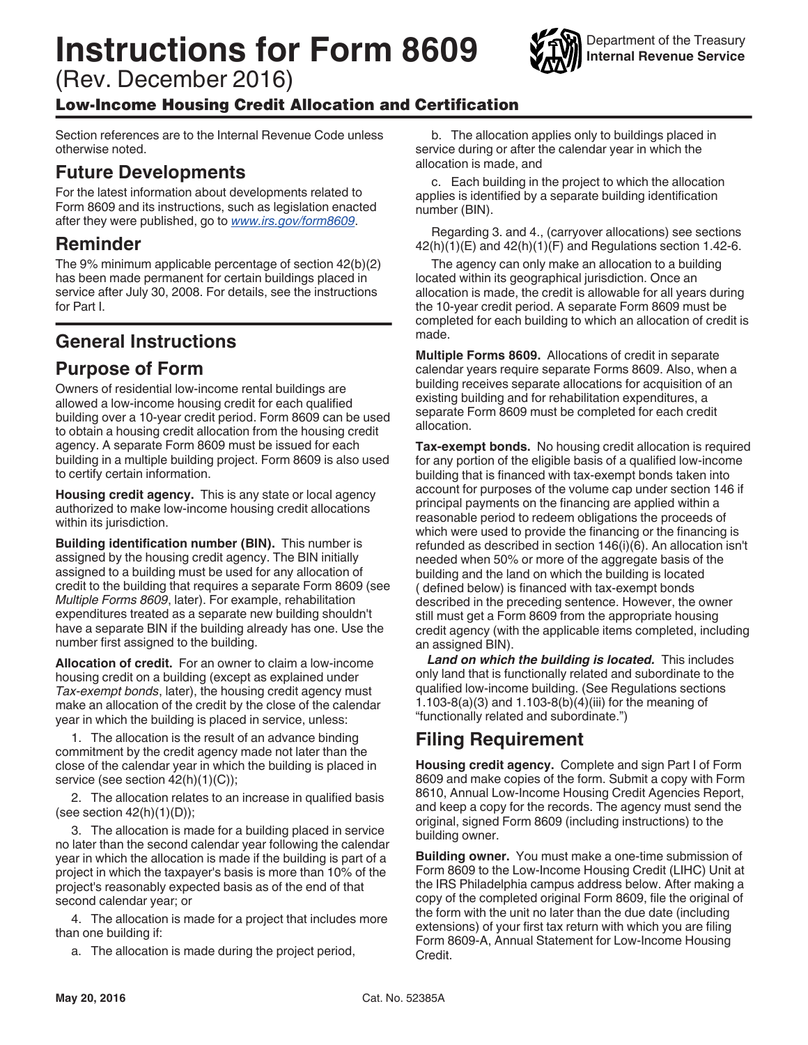# Instructions for Form 8609

(Rev. December 2016)

Department of the Treasury
**Internal Revenue Service**

## Low-Income Housing Credit Allocation and Certification

Section references are to the Internal Revenue Code unless otherwise noted.

## Future Developments

For the latest information about developments related to Form 8609 and its instructions, such as legislation enacted after they were published, go to *www.irs.gov/form8609*.

## Reminder

The 9% minimum applicable percentage of section 42(b)(2) has been made permanent for certain buildings placed in service after July 30, 2008. For details, see the instructions for Part I.

## General Instructions

## Purpose of Form

Owners of residential low-income rental buildings are allowed a low-income housing credit for each qualified building over a 10-year credit period. Form 8609 can be used to obtain a housing credit allocation from the housing credit agency. A separate Form 8609 must be issued for each building in a multiple building project. Form 8609 is also used to certify certain information.

**Housing credit agency.** This is any state or local agency authorized to make low-income housing credit allocations within its jurisdiction.

**Building identification number (BIN).** This number is assigned by the housing credit agency. The BIN initially assigned to a building must be used for any allocation of credit to the building that requires a separate Form 8609 (see *Multiple Forms 8609*, later). For example, rehabilitation expenditures treated as a separate new building shouldn't have a separate BIN if the building already has one. Use the number first assigned to the building.

**Allocation of credit.** For an owner to claim a low-income housing credit on a building (except as explained under *Tax-exempt bonds*, later), the housing credit agency must make an allocation of the credit by the close of the calendar year in which the building is placed in service, unless:

1. The allocation is the result of an advance binding commitment by the credit agency made not later than the close of the calendar year in which the building is placed in service (see section 42(h)(1)(C));

2. The allocation relates to an increase in qualified basis (see section 42(h)(1)(D));

3. The allocation is made for a building placed in service no later than the second calendar year following the calendar year in which the allocation is made if the building is part of a project in which the taxpayer's basis is more than 10% of the project's reasonably expected basis as of the end of that second calendar year; or

4. The allocation is made for a project that includes more than one building if:

   a. The allocation is made during the project period,

   b. The allocation applies only to buildings placed in service during or after the calendar year in which the allocation is made, and

   c. Each building in the project to which the allocation applies is identified by a separate building identification number (BIN).

Regarding 3. and 4., (carryover allocations) see sections 42(h)(1)(E) and 42(h)(1)(F) and Regulations section 1.42-6.

The agency can only make an allocation to a building located within its geographical jurisdiction. Once an allocation is made, the credit is allowable for all years during the 10-year credit period. A separate Form 8609 must be completed for each building to which an allocation of credit is made.

**Multiple Forms 8609.** Allocations of credit in separate calendar years require separate Forms 8609. Also, when a building receives separate allocations for acquisition of an existing building and for rehabilitation expenditures, a separate Form 8609 must be completed for each credit allocation.

**Tax-exempt bonds.** No housing credit allocation is required for any portion of the eligible basis of a qualified low-income building that is financed with tax-exempt bonds taken into account for purposes of the volume cap under section 146 if principal payments on the financing are applied within a reasonable period to redeem obligations the proceeds of which were used to provide the financing or the financing is refunded as described in section 146(i)(6). An allocation isn't needed when 50% or more of the aggregate basis of the building and the land on which the building is located ( defined below) is financed with tax-exempt bonds described in the preceding sentence. However, the owner still must get a Form 8609 from the appropriate housing credit agency (with the applicable items completed, including an assigned BIN).

***Land on which the building is located.*** This includes only land that is functionally related and subordinate to the qualified low-income building. (See Regulations sections 1.103-8(a)(3) and 1.103-8(b)(4)(iii) for the meaning of "functionally related and subordinate.")

## Filing Requirement

**Housing credit agency.** Complete and sign Part I of Form 8609 and make copies of the form. Submit a copy with Form 8610, Annual Low-Income Housing Credit Agencies Report, and keep a copy for the records. The agency must send the original, signed Form 8609 (including instructions) to the building owner.

**Building owner.** You must make a one-time submission of Form 8609 to the Low-Income Housing Credit (LIHC) Unit at the IRS Philadelphia campus address below. After making a copy of the completed original Form 8609, file the original of the form with the unit no later than the due date (including extensions) of your first tax return with which you are filing Form 8609-A, Annual Statement for Low-Income Housing Credit.

May 20, 2016

Cat. No. 52385A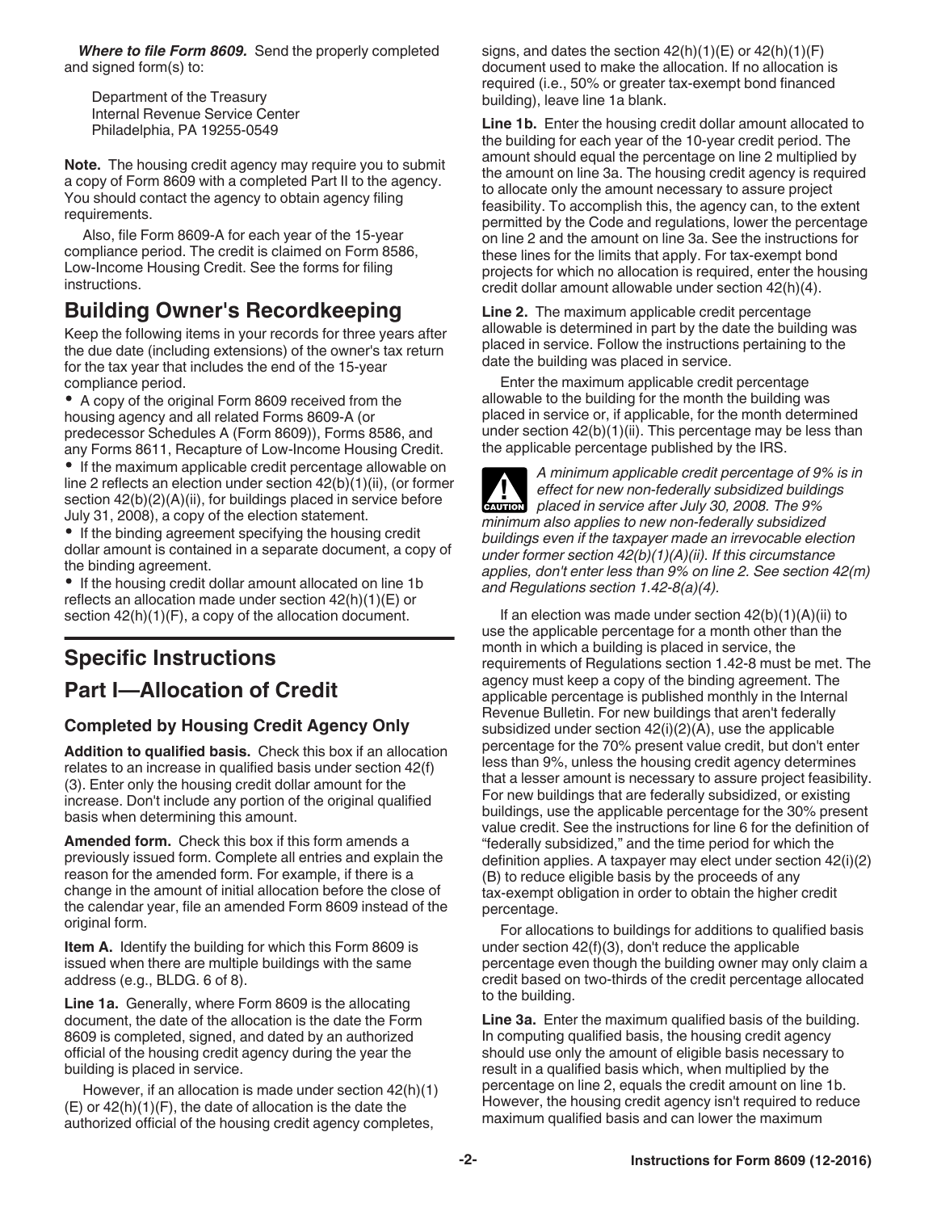***Where to file Form 8609.*** Send the properly completed and signed form(s) to:

Department of the Treasury
Internal Revenue Service Center
Philadelphia, PA 19255-0549

**Note.** The housing credit agency may require you to submit a copy of Form 8609 with a completed Part II to the agency. You should contact the agency to obtain agency filing requirements.

Also, file Form 8609-A for each year of the 15-year compliance period. The credit is claimed on Form 8586, Low-Income Housing Credit. See the forms for filing instructions.

## Building Owner's Recordkeeping

Keep the following items in your records for three years after the due date (including extensions) of the owner's tax return for the tax year that includes the end of the 15-year compliance period.

- A copy of the original Form 8609 received from the housing agency and all related Forms 8609-A (or predecessor Schedules A (Form 8609)), Forms 8586, and any Forms 8611, Recapture of Low-Income Housing Credit.
- If the maximum applicable credit percentage allowable on line 2 reflects an election under section 42(b)(1)(ii), (or former section 42(b)(2)(A)(ii), for buildings placed in service before July 31, 2008), a copy of the election statement.
- If the binding agreement specifying the housing credit dollar amount is contained in a separate document, a copy of the binding agreement.
- If the housing credit dollar amount allocated on line 1b reflects an allocation made under section 42(h)(1)(E) or section 42(h)(1)(F), a copy of the allocation document.

# Specific Instructions

## Part I—Allocation of Credit

### Completed by Housing Credit Agency Only

**Addition to qualified basis.** Check this box if an allocation relates to an increase in qualified basis under section 42(f)(3). Enter only the housing credit dollar amount for the increase. Don't include any portion of the original qualified basis when determining this amount.

**Amended form.** Check this box if this form amends a previously issued form. Complete all entries and explain the reason for the amended form. For example, if there is a change in the amount of initial allocation before the close of the calendar year, file an amended Form 8609 instead of the original form.

**Item A.** Identify the building for which this Form 8609 is issued when there are multiple buildings with the same address (e.g., BLDG. 6 of 8).

**Line 1a.** Generally, where Form 8609 is the allocating document, the date of the allocation is the date the Form 8609 is completed, signed, and dated by an authorized official of the housing credit agency during the year the building is placed in service.

However, if an allocation is made under section 42(h)(1)(E) or 42(h)(1)(F), the date of allocation is the date the authorized official of the housing credit agency completes, signs, and dates the section 42(h)(1)(E) or 42(h)(1)(F) document used to make the allocation. If no allocation is required (i.e., 50% or greater tax-exempt bond financed building), leave line 1a blank.

**Line 1b.** Enter the housing credit dollar amount allocated to the building for each year of the 10-year credit period. The amount should equal the percentage on line 2 multiplied by the amount on line 3a. The housing credit agency is required to allocate only the amount necessary to assure project feasibility. To accomplish this, the agency can, to the extent permitted by the Code and regulations, lower the percentage on line 2 and the amount on line 3a. See the instructions for these lines for the limits that apply. For tax-exempt bond projects for which no allocation is required, enter the housing credit dollar amount allowable under section 42(h)(4).

**Line 2.** The maximum applicable credit percentage allowable is determined in part by the date the building was placed in service. Follow the instructions pertaining to the date the building was placed in service.

Enter the maximum applicable credit percentage allowable to the building for the month the building was placed in service or, if applicable, for the month determined under section 42(b)(1)(ii). This percentage may be less than the applicable percentage published by the IRS.

**CAUTION:** *A minimum applicable credit percentage of 9% is in effect for new non-federally subsidized buildings placed in service after July 30, 2008. The 9% minimum also applies to new non-federally subsidized buildings even if the taxpayer made an irrevocable election under former section 42(b)(1)(A)(ii). If this circumstance applies, don't enter less than 9% on line 2. See section 42(m) and Regulations section 1.42-8(a)(4).*

If an election was made under section 42(b)(1)(A)(ii) to use the applicable percentage for a month other than the month in which a building is placed in service, the requirements of Regulations section 1.42-8 must be met. The agency must keep a copy of the binding agreement. The applicable percentage is published monthly in the Internal Revenue Bulletin. For new buildings that aren't federally subsidized under section 42(i)(2)(A), use the applicable percentage for the 70% present value credit, but don't enter less than 9%, unless the housing credit agency determines that a lesser amount is necessary to assure project feasibility. For new buildings that are federally subsidized, or existing buildings, use the applicable percentage for the 30% present value credit. See the instructions for line 6 for the definition of "federally subsidized," and the time period for which the definition applies. A taxpayer may elect under section 42(i)(2)(B) to reduce eligible basis by the proceeds of any tax-exempt obligation in order to obtain the higher credit percentage.

For allocations to buildings for additions to qualified basis under section 42(f)(3), don't reduce the applicable percentage even though the building owner may only claim a credit based on two-thirds of the credit percentage allocated to the building.

**Line 3a.** Enter the maximum qualified basis of the building. In computing qualified basis, the housing credit agency should use only the amount of eligible basis necessary to result in a qualified basis which, when multiplied by the percentage on line 2, equals the credit amount on line 1b. However, the housing credit agency isn't required to reduce maximum qualified basis and can lower the maximum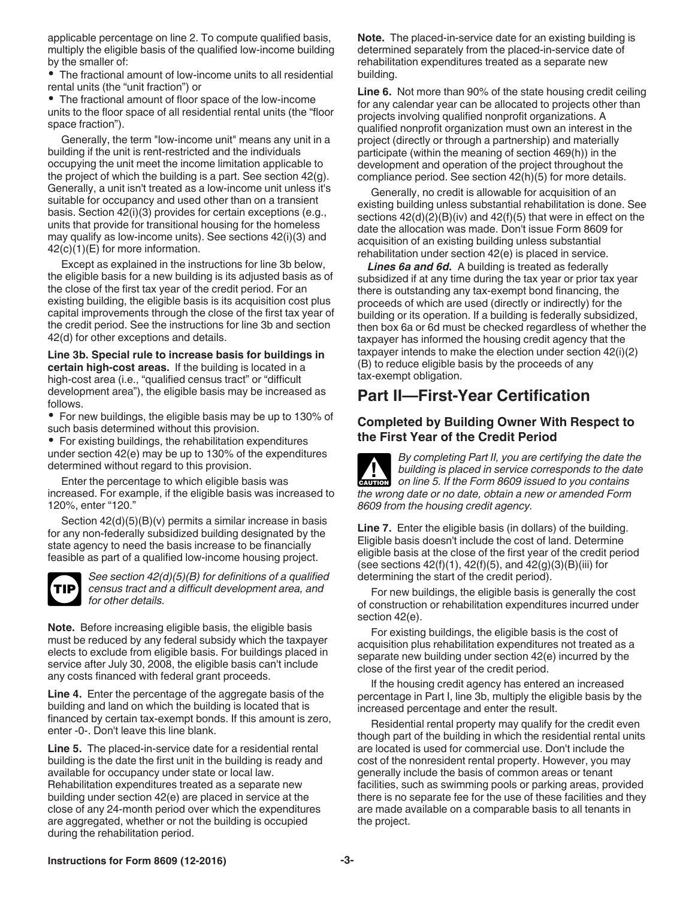applicable percentage on line 2. To compute qualified basis, multiply the eligible basis of the qualified low-income building by the smaller of:

- The fractional amount of low-income units to all residential rental units (the "unit fraction") or
- The fractional amount of floor space of the low-income units to the floor space of all residential rental units (the "floor space fraction").

Generally, the term "low-income unit" means any unit in a building if the unit is rent-restricted and the individuals occupying the unit meet the income limitation applicable to the project of which the building is a part. See section 42(g). Generally, a unit isn't treated as a low-income unit unless it's suitable for occupancy and used other than on a transient basis. Section 42(i)(3) provides for certain exceptions (e.g., units that provide for transitional housing for the homeless may qualify as low-income units). See sections 42(i)(3) and 42(c)(1)(E) for more information.

Except as explained in the instructions for line 3b below, the eligible basis for a new building is its adjusted basis as of the close of the first tax year of the credit period. For an existing building, the eligible basis is its acquisition cost plus capital improvements through the close of the first tax year of the credit period. See the instructions for line 3b and section 42(d) for other exceptions and details.

**Line 3b. Special rule to increase basis for buildings in certain high-cost areas.** If the building is located in a high-cost area (i.e., "qualified census tract" or "difficult development area"), the eligible basis may be increased as follows.

- For new buildings, the eligible basis may be up to 130% of such basis determined without this provision.
- For existing buildings, the rehabilitation expenditures under section 42(e) may be up to 130% of the expenditures determined without regard to this provision.

Enter the percentage to which eligible basis was increased. For example, if the eligible basis was increased to 120%, enter "120."

Section 42(d)(5)(B)(v) permits a similar increase in basis for any non-federally subsidized building designated by the state agency to need the basis increase to be financially feasible as part of a qualified low-income housing project.

**TIP** *See section 42(d)(5)(B) for definitions of a qualified census tract and a difficult development area, and for other details.*

**Note.** Before increasing eligible basis, the eligible basis must be reduced by any federal subsidy which the taxpayer elects to exclude from eligible basis. For buildings placed in service after July 30, 2008, the eligible basis can't include any costs financed with federal grant proceeds.

**Line 4.** Enter the percentage of the aggregate basis of the building and land on which the building is located that is financed by certain tax-exempt bonds. If this amount is zero, enter -0-. Don't leave this line blank.

**Line 5.** The placed-in-service date for a residential rental building is the date the first unit in the building is ready and available for occupancy under state or local law. Rehabilitation expenditures treated as a separate new building under section 42(e) are placed in service at the close of any 24-month period over which the expenditures are aggregated, whether or not the building is occupied during the rehabilitation period.

**Note.** The placed-in-service date for an existing building is determined separately from the placed-in-service date of rehabilitation expenditures treated as a separate new building.

**Line 6.** Not more than 90% of the state housing credit ceiling for any calendar year can be allocated to projects other than projects involving qualified nonprofit organizations. A qualified nonprofit organization must own an interest in the project (directly or through a partnership) and materially participate (within the meaning of section 469(h)) in the development and operation of the project throughout the compliance period. See section 42(h)(5) for more details.

Generally, no credit is allowable for acquisition of an existing building unless substantial rehabilitation is done. See sections 42(d)(2)(B)(iv) and 42(f)(5) that were in effect on the date the allocation was made. Don't issue Form 8609 for acquisition of an existing building unless substantial rehabilitation under section 42(e) is placed in service.

***Lines 6a and 6d.*** A building is treated as federally subsidized if at any time during the tax year or prior tax year there is outstanding any tax-exempt bond financing, the proceeds of which are used (directly or indirectly) for the building or its operation. If a building is federally subsidized, then box 6a or 6d must be checked regardless of whether the taxpayer has informed the housing credit agency that the taxpayer intends to make the election under section 42(i)(2)(B) to reduce eligible basis by the proceeds of any tax-exempt obligation.

## Part II—First-Year Certification

### Completed by Building Owner With Respect to the First Year of the Credit Period

**CAUTION** *By completing Part II, you are certifying the date the building is placed in service corresponds to the date on line 5. If the Form 8609 issued to you contains the wrong date or no date, obtain a new or amended Form 8609 from the housing credit agency.*

**Line 7.** Enter the eligible basis (in dollars) of the building. Eligible basis doesn't include the cost of land. Determine eligible basis at the close of the first year of the credit period (see sections 42(f)(1), 42(f)(5), and 42(g)(3)(B)(iii) for determining the start of the credit period).

For new buildings, the eligible basis is generally the cost of construction or rehabilitation expenditures incurred under section 42(e).

For existing buildings, the eligible basis is the cost of acquisition plus rehabilitation expenditures not treated as a separate new building under section 42(e) incurred by the close of the first year of the credit period.

If the housing credit agency has entered an increased percentage in Part I, line 3b, multiply the eligible basis by the increased percentage and enter the result.

Residential rental property may qualify for the credit even though part of the building in which the residential rental units are located is used for commercial use. Don't include the cost of the nonresident rental property. However, you may generally include the basis of common areas or tenant facilities, such as swimming pools or parking areas, provided there is no separate fee for the use of these facilities and they are made available on a comparable basis to all tenants in the project.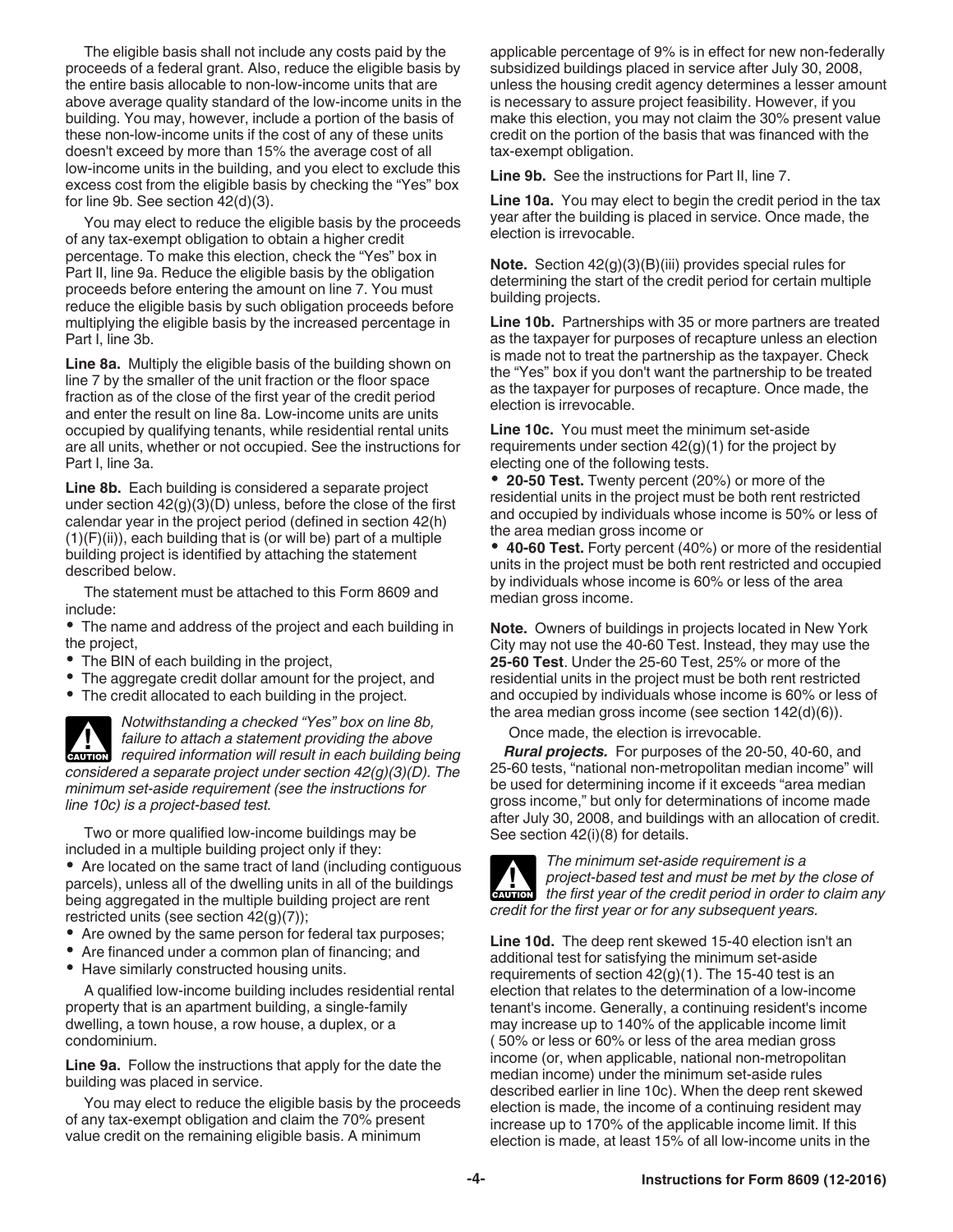The eligible basis shall not include any costs paid by the proceeds of a federal grant. Also, reduce the eligible basis by the entire basis allocable to non-low-income units that are above average quality standard of the low-income units in the building. You may, however, include a portion of the basis of these non-low-income units if the cost of any of these units doesn't exceed by more than 15% the average cost of all low-income units in the building, and you elect to exclude this excess cost from the eligible basis by checking the "Yes" box for line 9b. See section 42(d)(3).

You may elect to reduce the eligible basis by the proceeds of any tax-exempt obligation to obtain a higher credit percentage. To make this election, check the "Yes" box in Part II, line 9a. Reduce the eligible basis by the obligation proceeds before entering the amount on line 7. You must reduce the eligible basis by such obligation proceeds before multiplying the eligible basis by the increased percentage in Part I, line 3b.

**Line 8a.** Multiply the eligible basis of the building shown on line 7 by the smaller of the unit fraction or the floor space fraction as of the close of the first year of the credit period and enter the result on line 8a. Low-income units are units occupied by qualifying tenants, while residential rental units are all units, whether or not occupied. See the instructions for Part I, line 3a.

**Line 8b.** Each building is considered a separate project under section 42(g)(3)(D) unless, before the close of the first calendar year in the project period (defined in section 42(h)(1)(F)(ii)), each building that is (or will be) part of a multiple building project is identified by attaching the statement described below.

The statement must be attached to this Form 8609 and include:

- The name and address of the project and each building in the project,
- The BIN of each building in the project,
- The aggregate credit dollar amount for the project, and
- The credit allocated to each building in the project.

**CAUTION** *Notwithstanding a checked "Yes" box on line 8b, failure to attach a statement providing the above required information will result in each building being considered a separate project under section 42(g)(3)(D). The minimum set-aside requirement (see the instructions for line 10c) is a project-based test.*

Two or more qualified low-income buildings may be included in a multiple building project only if they:

- Are located on the same tract of land (including contiguous parcels), unless all of the dwelling units in all of the buildings being aggregated in the multiple building project are rent restricted units (see section 42(g)(7));
- Are owned by the same person for federal tax purposes;
- Are financed under a common plan of financing; and
- Have similarly constructed housing units.

A qualified low-income building includes residential rental property that is an apartment building, a single-family dwelling, a town house, a row house, a duplex, or a condominium.

**Line 9a.** Follow the instructions that apply for the date the building was placed in service.

You may elect to reduce the eligible basis by the proceeds of any tax-exempt obligation and claim the 70% present value credit on the remaining eligible basis. A minimum applicable percentage of 9% is in effect for new non-federally subsidized buildings placed in service after July 30, 2008, unless the housing credit agency determines a lesser amount is necessary to assure project feasibility. However, if you make this election, you may not claim the 30% present value credit on the portion of the basis that was financed with the tax-exempt obligation.

**Line 9b.** See the instructions for Part II, line 7.

**Line 10a.** You may elect to begin the credit period in the tax year after the building is placed in service. Once made, the election is irrevocable.

**Note.** Section 42(g)(3)(B)(iii) provides special rules for determining the start of the credit period for certain multiple building projects.

**Line 10b.** Partnerships with 35 or more partners are treated as the taxpayer for purposes of recapture unless an election is made not to treat the partnership as the taxpayer. Check the "Yes" box if you don't want the partnership to be treated as the taxpayer for purposes of recapture. Once made, the election is irrevocable.

**Line 10c.** You must meet the minimum set-aside requirements under section 42(g)(1) for the project by electing one of the following tests.

- **20-50 Test.** Twenty percent (20%) or more of the residential units in the project must be both rent restricted and occupied by individuals whose income is 50% or less of the area median gross income or
- **40-60 Test.** Forty percent (40%) or more of the residential units in the project must be both rent restricted and occupied by individuals whose income is 60% or less of the area median gross income.

**Note.** Owners of buildings in projects located in New York City may not use the 40-60 Test. Instead, they may use the **25-60 Test**. Under the 25-60 Test, 25% or more of the residential units in the project must be both rent restricted and occupied by individuals whose income is 60% or less of the area median gross income (see section 142(d)(6)).

Once made, the election is irrevocable.

***Rural projects.*** For purposes of the 20-50, 40-60, and 25-60 tests, "national non-metropolitan median income" will be used for determining income if it exceeds "area median gross income," but only for determinations of income made after July 30, 2008, and buildings with an allocation of credit. See section 42(i)(8) for details.

**CAUTION** *The minimum set-aside requirement is a project-based test and must be met by the close of the first year of the credit period in order to claim any credit for the first year or for any subsequent years.*

**Line 10d.** The deep rent skewed 15-40 election isn't an additional test for satisfying the minimum set-aside requirements of section 42(g)(1). The 15-40 test is an election that relates to the determination of a low-income tenant's income. Generally, a continuing resident's income may increase up to 140% of the applicable income limit (50% or less or 60% or less of the area median gross income (or, when applicable, national non-metropolitan median income) under the minimum set-aside rules described earlier in line 10c). When the deep rent skewed election is made, the income of a continuing resident may increase up to 170% of the applicable income limit. If this election is made, at least 15% of all low-income units in the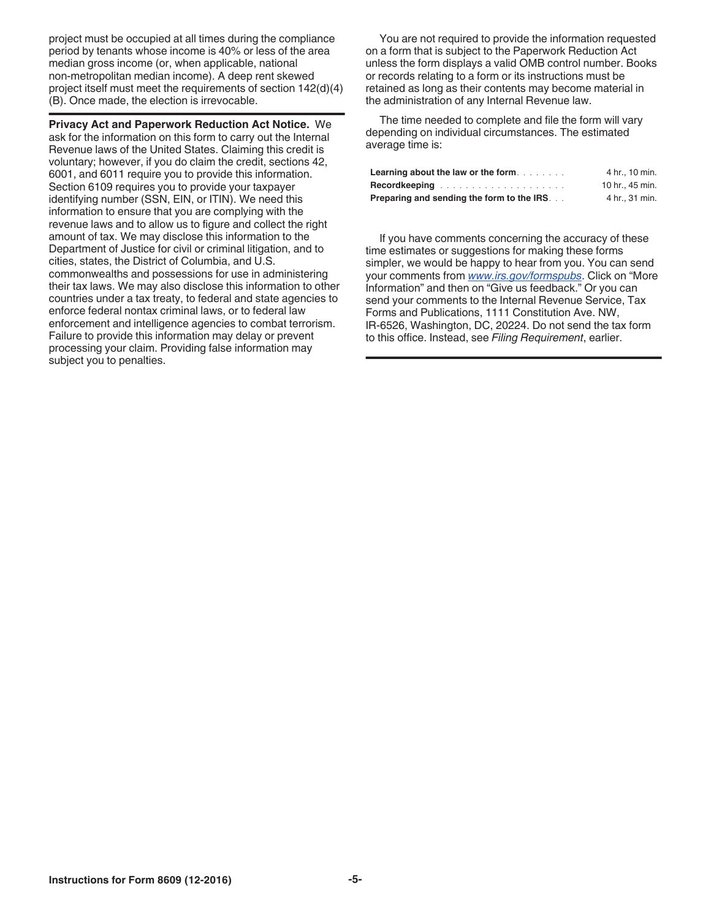project must be occupied at all times during the compliance period by tenants whose income is 40% or less of the area median gross income (or, when applicable, national non-metropolitan median income). A deep rent skewed project itself must meet the requirements of section 142(d)(4)(B). Once made, the election is irrevocable.

**Privacy Act and Paperwork Reduction Act Notice.** We ask for the information on this form to carry out the Internal Revenue laws of the United States. Claiming this credit is voluntary; however, if you do claim the credit, sections 42, 6001, and 6011 require you to provide this information. Section 6109 requires you to provide your taxpayer identifying number (SSN, EIN, or ITIN). We need this information to ensure that you are complying with the revenue laws and to allow us to figure and collect the right amount of tax. We may disclose this information to the Department of Justice for civil or criminal litigation, and to cities, states, the District of Columbia, and U.S. commonwealths and possessions for use in administering their tax laws. We may also disclose this information to other countries under a tax treaty, to federal and state agencies to enforce federal nontax criminal laws, or to federal law enforcement and intelligence agencies to combat terrorism. Failure to provide this information may delay or prevent processing your claim. Providing false information may subject you to penalties.

You are not required to provide the information requested on a form that is subject to the Paperwork Reduction Act unless the form displays a valid OMB control number. Books or records relating to a form or its instructions must be retained as long as their contents may become material in the administration of any Internal Revenue law.

The time needed to complete and file the form will vary depending on individual circumstances. The estimated average time is:

| | |
|---|---|
| **Learning about the law or the form** | 4 hr., 10 min. |
| **Recordkeeping** | 10 hr., 45 min. |
| **Preparing and sending the form to the IRS** | 4 hr., 31 min. |

If you have comments concerning the accuracy of these time estimates or suggestions for making these forms simpler, we would be happy to hear from you. You can send your comments from *www.irs.gov/formspubs*. Click on "More Information" and then on "Give us feedback." Or you can send your comments to the Internal Revenue Service, Tax Forms and Publications, 1111 Constitution Ave. NW, IR-6526, Washington, DC, 20224. Do not send the tax form to this office. Instead, see *Filing Requirement*, earlier.